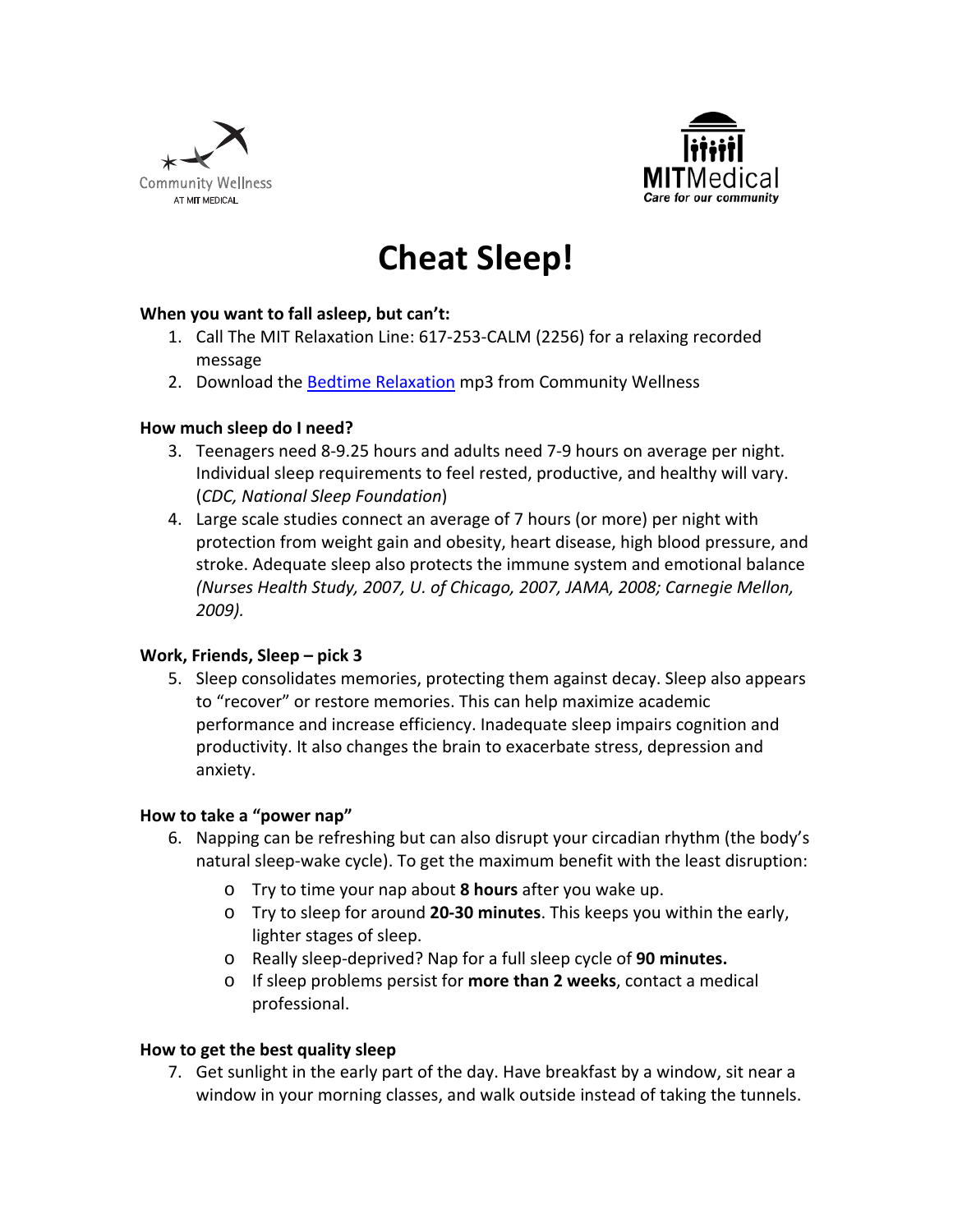Community Wellness AT MIT MEDICAL

MITMedical
Care for our community

# Cheat Sleep!

**When you want to fall asleep, but can't:**

1. Call The MIT Relaxation Line: 617-253-CALM (2256) for a relaxing recorded message
2. Download the [Bedtime Relaxation]() mp3 from Community Wellness

**How much sleep do I need?**

3. Teenagers need 8-9.25 hours and adults need 7-9 hours on average per night. Individual sleep requirements to feel rested, productive, and healthy will vary. (*CDC, National Sleep Foundation*)
4. Large scale studies connect an average of 7 hours (or more) per night with protection from weight gain and obesity, heart disease, high blood pressure, and stroke. Adequate sleep also protects the immune system and emotional balance *(Nurses Health Study, 2007, U. of Chicago, 2007, JAMA, 2008; Carnegie Mellon, 2009).*

**Work, Friends, Sleep – pick 3**

5. Sleep consolidates memories, protecting them against decay. Sleep also appears to "recover" or restore memories. This can help maximize academic performance and increase efficiency. Inadequate sleep impairs cognition and productivity. It also changes the brain to exacerbate stress, depression and anxiety.

**How to take a "power nap"**

6. Napping can be refreshing but can also disrupt your circadian rhythm (the body's natural sleep-wake cycle). To get the maximum benefit with the least disruption:
   - Try to time your nap about **8 hours** after you wake up.
   - Try to sleep for around **20-30 minutes**. This keeps you within the early, lighter stages of sleep.
   - Really sleep-deprived? Nap for a full sleep cycle of **90 minutes.**
   - If sleep problems persist for **more than 2 weeks**, contact a medical professional.

**How to get the best quality sleep**

7. Get sunlight in the early part of the day. Have breakfast by a window, sit near a window in your morning classes, and walk outside instead of taking the tunnels.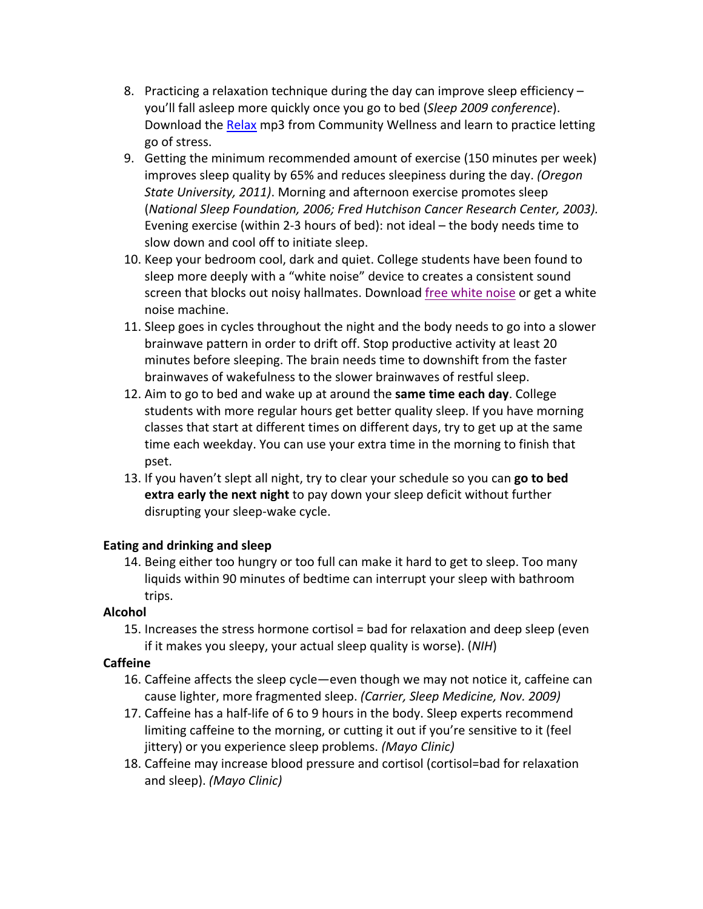8. Practicing a relaxation technique during the day can improve sleep efficiency – you'll fall asleep more quickly once you go to bed (*Sleep 2009 conference*). Download the Relax mp3 from Community Wellness and learn to practice letting go of stress.
9. Getting the minimum recommended amount of exercise (150 minutes per week) improves sleep quality by 65% and reduces sleepiness during the day. *(Oregon State University, 2011)*. Morning and afternoon exercise promotes sleep (*National Sleep Foundation, 2006; Fred Hutchison Cancer Research Center, 2003).* Evening exercise (within 2-3 hours of bed): not ideal – the body needs time to slow down and cool off to initiate sleep.
10. Keep your bedroom cool, dark and quiet. College students have been found to sleep more deeply with a "white noise" device to creates a consistent sound screen that blocks out noisy hallmates. Download free white noise or get a white noise machine.
11. Sleep goes in cycles throughout the night and the body needs to go into a slower brainwave pattern in order to drift off. Stop productive activity at least 20 minutes before sleeping. The brain needs time to downshift from the faster brainwaves of wakefulness to the slower brainwaves of restful sleep.
12. Aim to go to bed and wake up at around the **same time each day**. College students with more regular hours get better quality sleep. If you have morning classes that start at different times on different days, try to get up at the same time each weekday. You can use your extra time in the morning to finish that pset.
13. If you haven't slept all night, try to clear your schedule so you can **go to bed extra early the next night** to pay down your sleep deficit without further disrupting your sleep-wake cycle.

**Eating and drinking and sleep**

14. Being either too hungry or too full can make it hard to get to sleep. Too many liquids within 90 minutes of bedtime can interrupt your sleep with bathroom trips.

**Alcohol**

15. Increases the stress hormone cortisol = bad for relaxation and deep sleep (even if it makes you sleepy, your actual sleep quality is worse). (*NIH*)

**Caffeine**

16. Caffeine affects the sleep cycle—even though we may not notice it, caffeine can cause lighter, more fragmented sleep. *(Carrier, Sleep Medicine, Nov. 2009)*
17. Caffeine has a half-life of 6 to 9 hours in the body. Sleep experts recommend limiting caffeine to the morning, or cutting it out if you're sensitive to it (feel jittery) or you experience sleep problems. *(Mayo Clinic)*
18. Caffeine may increase blood pressure and cortisol (cortisol=bad for relaxation and sleep). *(Mayo Clinic)*